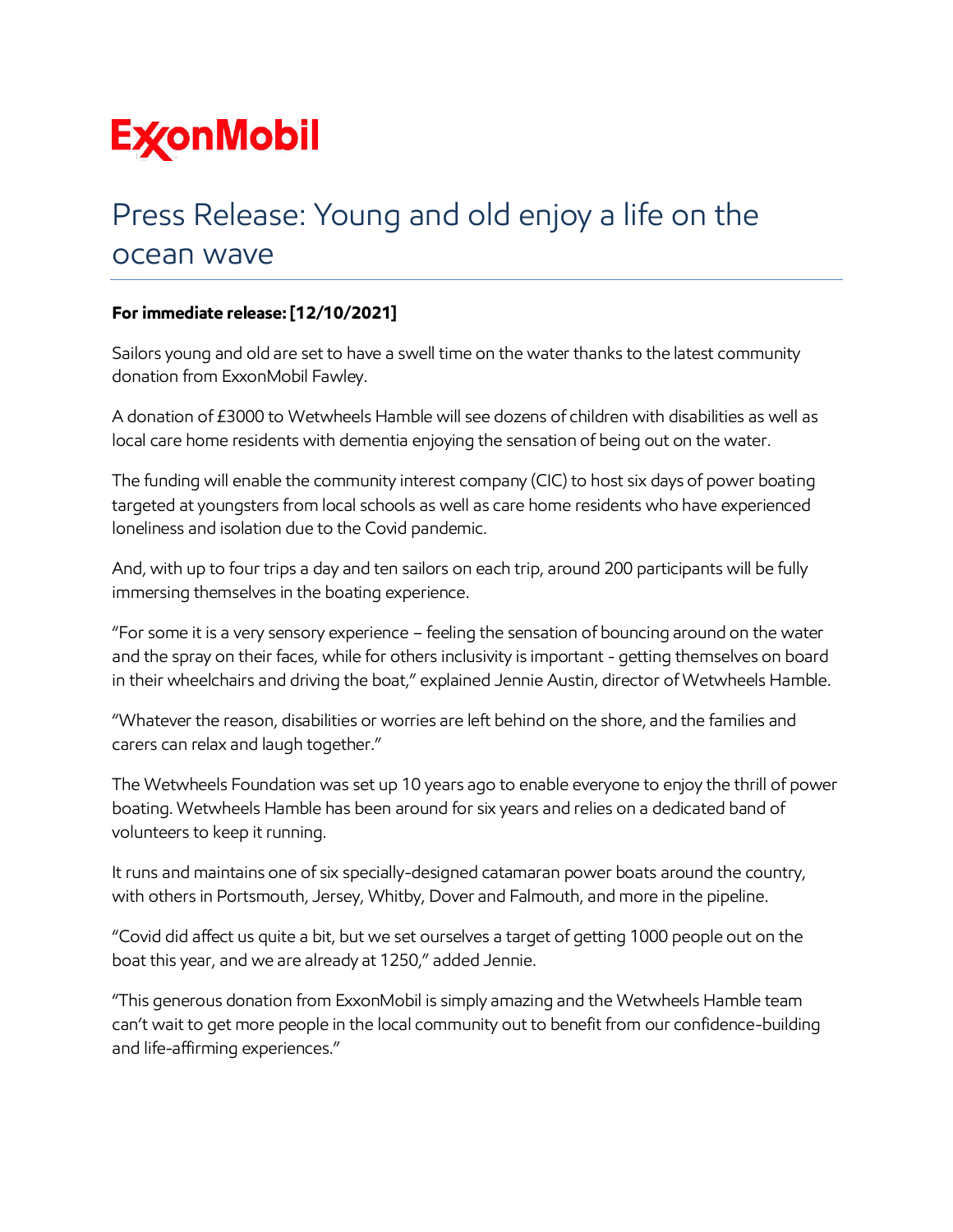ExxonMobil

# Press Release: Young and old enjoy a life on the ocean wave

**For immediate release: [12/10/2021]**

Sailors young and old are set to have a swell time on the water thanks to the latest community donation from ExxonMobil Fawley.

A donation of £3000 to Wetwheels Hamble will see dozens of children with disabilities as well as local care home residents with dementia enjoying the sensation of being out on the water.

The funding will enable the community interest company (CIC) to host six days of power boating targeted at youngsters from local schools as well as care home residents who have experienced loneliness and isolation due to the Covid pandemic.

And, with up to four trips a day and ten sailors on each trip, around 200 participants will be fully immersing themselves in the boating experience.

"For some it is a very sensory experience – feeling the sensation of bouncing around on the water and the spray on their faces, while for others inclusivity is important - getting themselves on board in their wheelchairs and driving the boat," explained Jennie Austin, director of Wetwheels Hamble.

"Whatever the reason, disabilities or worries are left behind on the shore, and the families and carers can relax and laugh together."

The Wetwheels Foundation was set up 10 years ago to enable everyone to enjoy the thrill of power boating. Wetwheels Hamble has been around for six years and relies on a dedicated band of volunteers to keep it running.

It runs and maintains one of six specially-designed catamaran power boats around the country, with others in Portsmouth, Jersey, Whitby, Dover and Falmouth, and more in the pipeline.

"Covid did affect us quite a bit, but we set ourselves a target of getting 1000 people out on the boat this year, and we are already at 1250," added Jennie.

"This generous donation from ExxonMobil is simply amazing and the Wetwheels Hamble team can't wait to get more people in the local community out to benefit from our confidence-building and life-affirming experiences."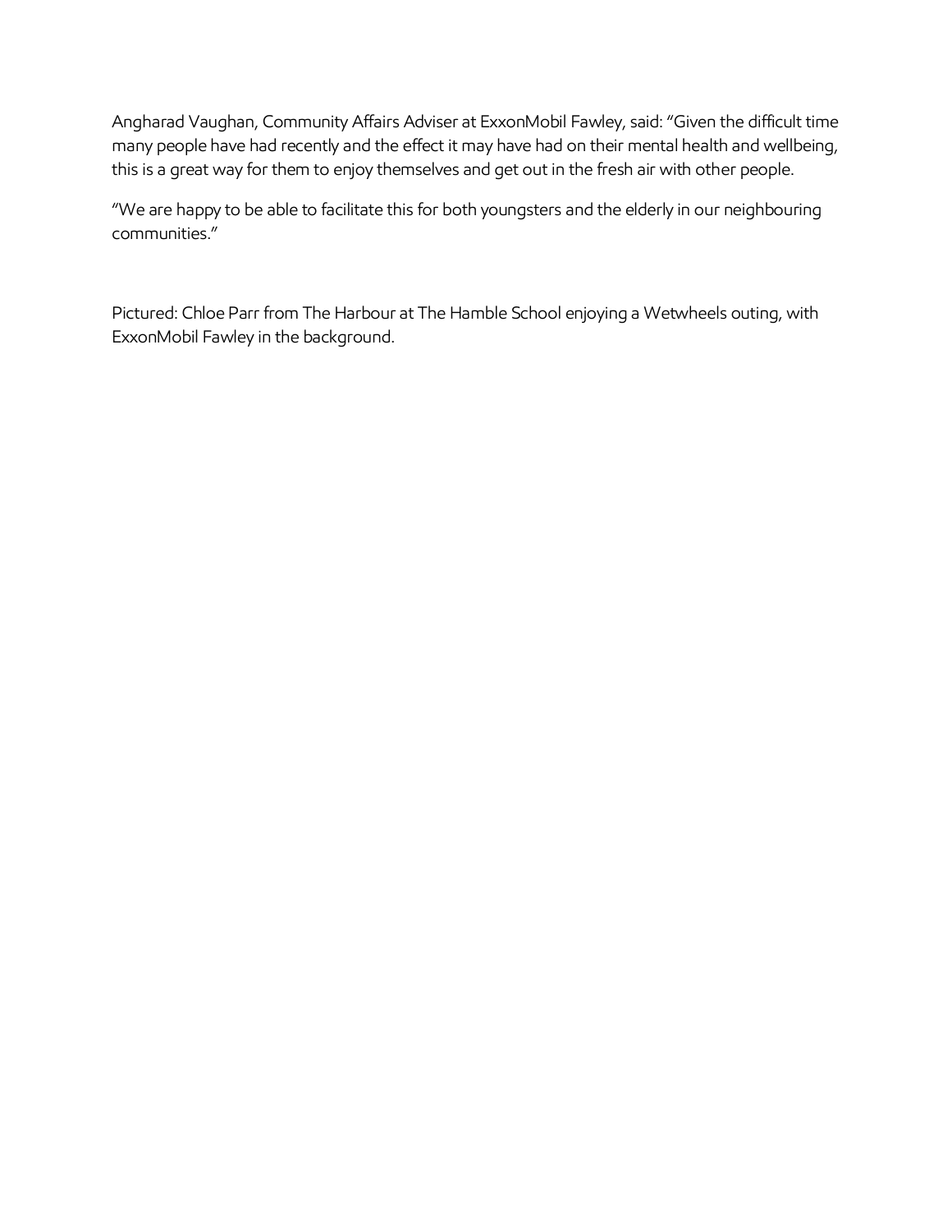Angharad Vaughan, Community Affairs Adviser at ExxonMobil Fawley, said: "Given the difficult time many people have had recently and the effect it may have had on their mental health and wellbeing, this is a great way for them to enjoy themselves and get out in the fresh air with other people.

"We are happy to be able to facilitate this for both youngsters and the elderly in our neighbouring communities."

Pictured: Chloe Parr from The Harbour at The Hamble School enjoying a Wetwheels outing, with ExxonMobil Fawley in the background.